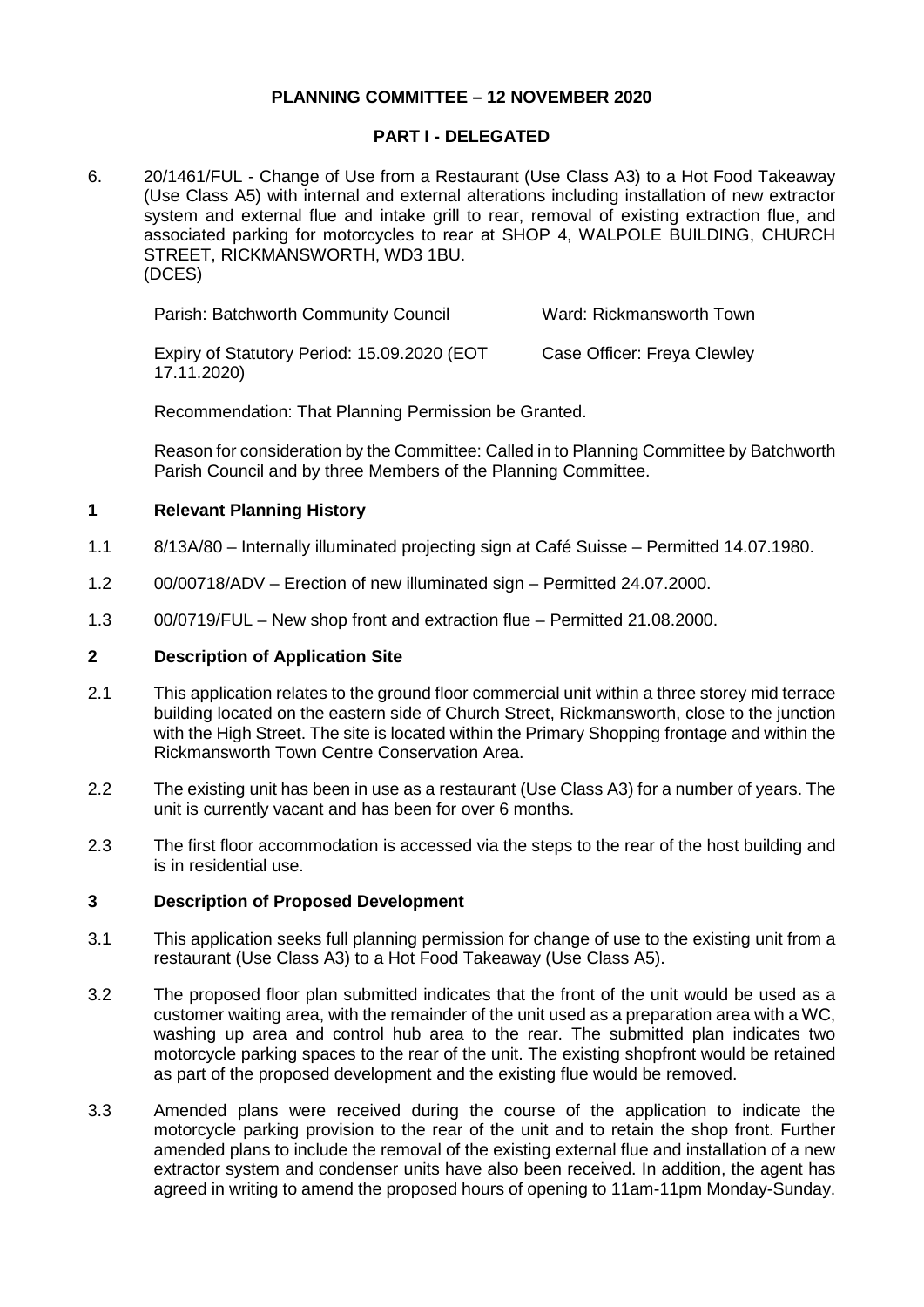**PLANNING COMMITTEE – 12 NOVEMBER 2020**

**PART I - DELEGATED**

6. 20/1461/FUL - Change of Use from a Restaurant (Use Class A3) to a Hot Food Takeaway (Use Class A5) with internal and external alterations including installation of new extractor system and external flue and intake grill to rear, removal of existing extraction flue, and associated parking for motorcycles to rear at SHOP 4, WALPOLE BUILDING, CHURCH STREET, RICKMANSWORTH, WD3 1BU.
(DCES)

| | |
|---|---|
| Parish: Batchworth Community Council | Ward: Rickmansworth Town |
| Expiry of Statutory Period: 15.09.2020 (EOT 17.11.2020) | Case Officer: Freya Clewley |

Recommendation: That Planning Permission be Granted.

Reason for consideration by the Committee: Called in to Planning Committee by Batchworth Parish Council and by three Members of the Planning Committee.

## 1 Relevant Planning History

1.1 8/13A/80 – Internally illuminated projecting sign at Café Suisse – Permitted 14.07.1980.

1.2 00/00718/ADV – Erection of new illuminated sign – Permitted 24.07.2000.

1.3 00/0719/FUL – New shop front and extraction flue – Permitted 21.08.2000.

## 2 Description of Application Site

2.1 This application relates to the ground floor commercial unit within a three storey mid terrace building located on the eastern side of Church Street, Rickmansworth, close to the junction with the High Street. The site is located within the Primary Shopping frontage and within the Rickmansworth Town Centre Conservation Area.

2.2 The existing unit has been in use as a restaurant (Use Class A3) for a number of years. The unit is currently vacant and has been for over 6 months.

2.3 The first floor accommodation is accessed via the steps to the rear of the host building and is in residential use.

## 3 Description of Proposed Development

3.1 This application seeks full planning permission for change of use to the existing unit from a restaurant (Use Class A3) to a Hot Food Takeaway (Use Class A5).

3.2 The proposed floor plan submitted indicates that the front of the unit would be used as a customer waiting area, with the remainder of the unit used as a preparation area with a WC, washing up area and control hub area to the rear. The submitted plan indicates two motorcycle parking spaces to the rear of the unit. The existing shopfront would be retained as part of the proposed development and the existing flue would be removed.

3.3 Amended plans were received during the course of the application to indicate the motorcycle parking provision to the rear of the unit and to retain the shop front. Further amended plans to include the removal of the existing external flue and installation of a new extractor system and condenser units have also been received. In addition, the agent has agreed in writing to amend the proposed hours of opening to 11am-11pm Monday-Sunday.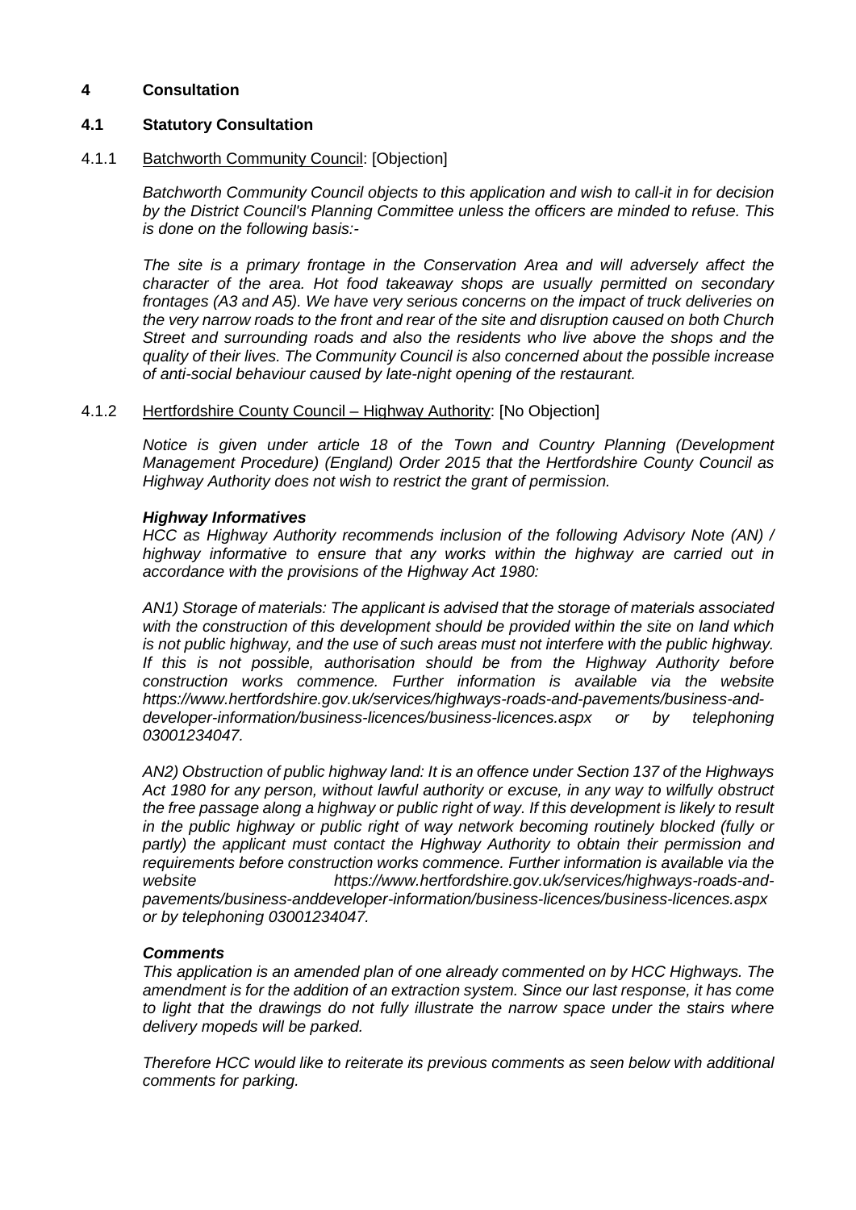## 4 Consultation

### 4.1 Statutory Consultation

4.1.1 Batchworth Community Council: [Objection]

*Batchworth Community Council objects to this application and wish to call-it in for decision by the District Council's Planning Committee unless the officers are minded to refuse. This is done on the following basis:-*

*The site is a primary frontage in the Conservation Area and will adversely affect the character of the area. Hot food takeaway shops are usually permitted on secondary frontages (A3 and A5). We have very serious concerns on the impact of truck deliveries on the very narrow roads to the front and rear of the site and disruption caused on both Church Street and surrounding roads and also the residents who live above the shops and the quality of their lives. The Community Council is also concerned about the possible increase of anti-social behaviour caused by late-night opening of the restaurant.*

4.1.2 Hertfordshire County Council – Highway Authority: [No Objection]

*Notice is given under article 18 of the Town and Country Planning (Development Management Procedure) (England) Order 2015 that the Hertfordshire County Council as Highway Authority does not wish to restrict the grant of permission.*

***Highway Informatives***

*HCC as Highway Authority recommends inclusion of the following Advisory Note (AN) / highway informative to ensure that any works within the highway are carried out in accordance with the provisions of the Highway Act 1980:*

*AN1) Storage of materials: The applicant is advised that the storage of materials associated with the construction of this development should be provided within the site on land which is not public highway, and the use of such areas must not interfere with the public highway. If this is not possible, authorisation should be from the Highway Authority before construction works commence. Further information is available via the website https://www.hertfordshire.gov.uk/services/highways-roads-and-pavements/business-and-developer-information/business-licences/business-licences.aspx or by telephoning 03001234047.*

*AN2) Obstruction of public highway land: It is an offence under Section 137 of the Highways Act 1980 for any person, without lawful authority or excuse, in any way to wilfully obstruct the free passage along a highway or public right of way. If this development is likely to result in the public highway or public right of way network becoming routinely blocked (fully or partly) the applicant must contact the Highway Authority to obtain their permission and requirements before construction works commence. Further information is available via the website https://www.hertfordshire.gov.uk/services/highways-roads-and-pavements/business-anddeveloper-information/business-licences/business-licences.aspx or by telephoning 03001234047.*

***Comments***

*This application is an amended plan of one already commented on by HCC Highways. The amendment is for the addition of an extraction system. Since our last response, it has come to light that the drawings do not fully illustrate the narrow space under the stairs where delivery mopeds will be parked.*

*Therefore HCC would like to reiterate its previous comments as seen below with additional comments for parking.*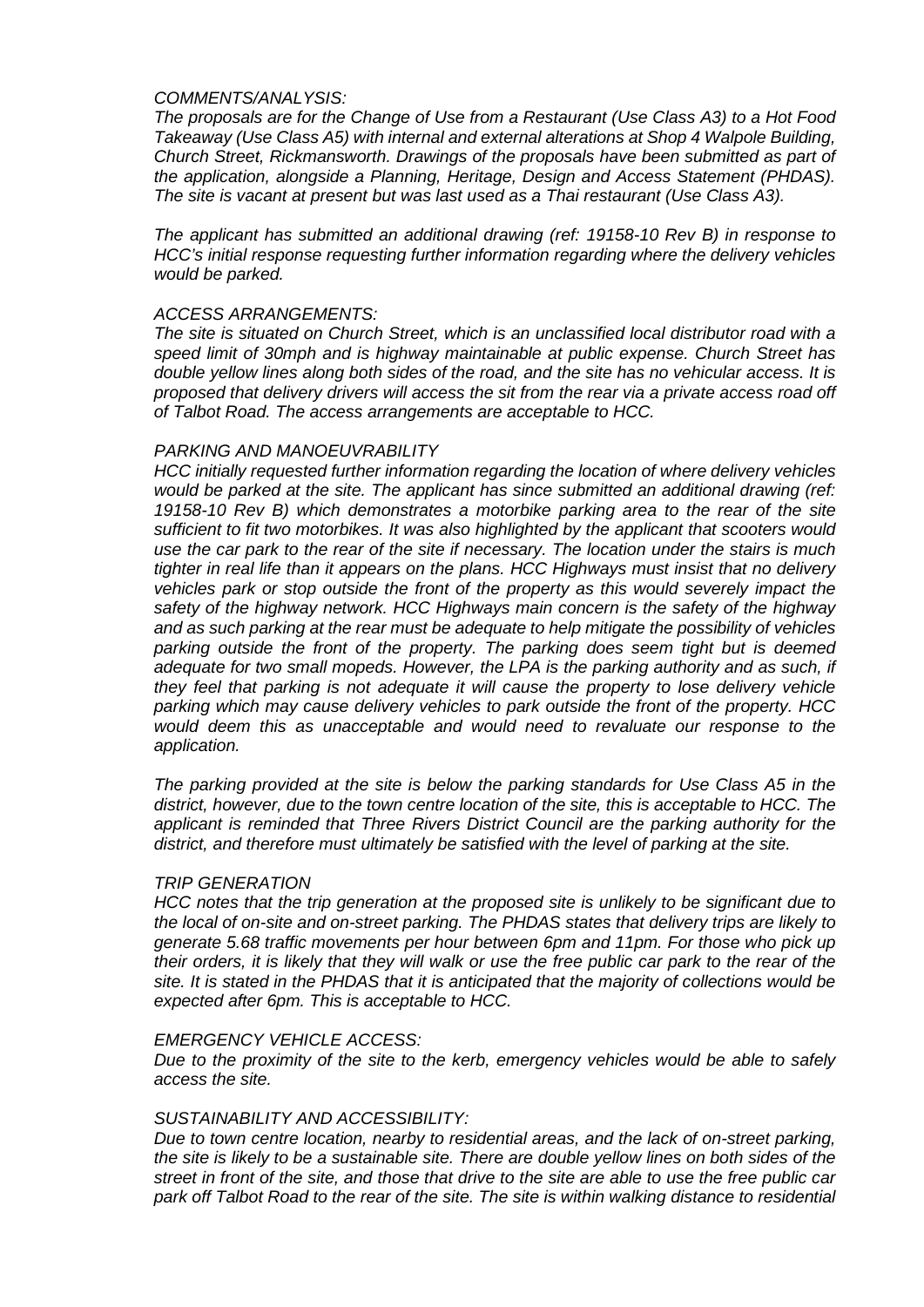*COMMENTS/ANALYSIS:*
*The proposals are for the Change of Use from a Restaurant (Use Class A3) to a Hot Food Takeaway (Use Class A5) with internal and external alterations at Shop 4 Walpole Building, Church Street, Rickmansworth. Drawings of the proposals have been submitted as part of the application, alongside a Planning, Heritage, Design and Access Statement (PHDAS). The site is vacant at present but was last used as a Thai restaurant (Use Class A3).*

*The applicant has submitted an additional drawing (ref: 19158-10 Rev B) in response to HCC's initial response requesting further information regarding where the delivery vehicles would be parked.*

*ACCESS ARRANGEMENTS:*
*The site is situated on Church Street, which is an unclassified local distributor road with a speed limit of 30mph and is highway maintainable at public expense. Church Street has double yellow lines along both sides of the road, and the site has no vehicular access. It is proposed that delivery drivers will access the sit from the rear via a private access road off of Talbot Road. The access arrangements are acceptable to HCC.*

*PARKING AND MANOEUVRABILITY*
*HCC initially requested further information regarding the location of where delivery vehicles would be parked at the site. The applicant has since submitted an additional drawing (ref: 19158-10 Rev B) which demonstrates a motorbike parking area to the rear of the site sufficient to fit two motorbikes. It was also highlighted by the applicant that scooters would use the car park to the rear of the site if necessary. The location under the stairs is much tighter in real life than it appears on the plans. HCC Highways must insist that no delivery vehicles park or stop outside the front of the property as this would severely impact the safety of the highway network. HCC Highways main concern is the safety of the highway and as such parking at the rear must be adequate to help mitigate the possibility of vehicles parking outside the front of the property. The parking does seem tight but is deemed adequate for two small mopeds. However, the LPA is the parking authority and as such, if they feel that parking is not adequate it will cause the property to lose delivery vehicle parking which may cause delivery vehicles to park outside the front of the property. HCC would deem this as unacceptable and would need to revaluate our response to the application.*

*The parking provided at the site is below the parking standards for Use Class A5 in the district, however, due to the town centre location of the site, this is acceptable to HCC. The applicant is reminded that Three Rivers District Council are the parking authority for the district, and therefore must ultimately be satisfied with the level of parking at the site.*

*TRIP GENERATION*
*HCC notes that the trip generation at the proposed site is unlikely to be significant due to the local of on-site and on-street parking. The PHDAS states that delivery trips are likely to generate 5.68 traffic movements per hour between 6pm and 11pm. For those who pick up their orders, it is likely that they will walk or use the free public car park to the rear of the site. It is stated in the PHDAS that it is anticipated that the majority of collections would be expected after 6pm. This is acceptable to HCC.*

*EMERGENCY VEHICLE ACCESS:*
*Due to the proximity of the site to the kerb, emergency vehicles would be able to safely access the site.*

*SUSTAINABILITY AND ACCESSIBILITY:*
*Due to town centre location, nearby to residential areas, and the lack of on-street parking, the site is likely to be a sustainable site. There are double yellow lines on both sides of the street in front of the site, and those that drive to the site are able to use the free public car park off Talbot Road to the rear of the site. The site is within walking distance to residential*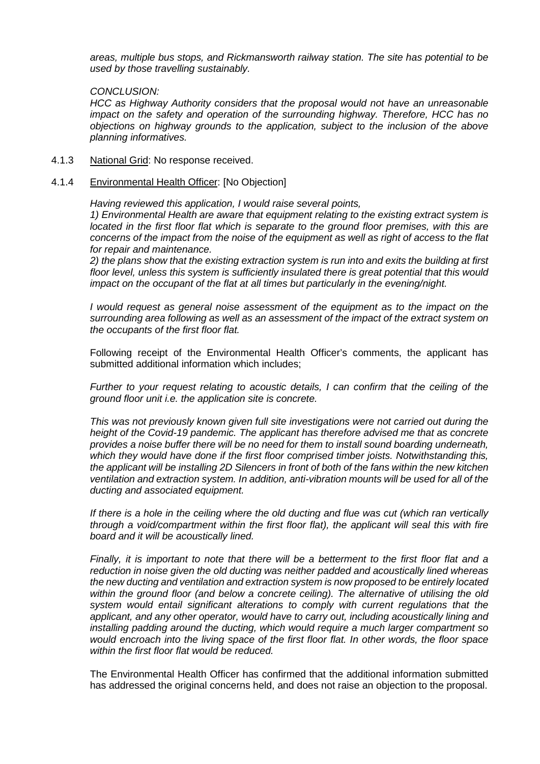*areas, multiple bus stops, and Rickmansworth railway station. The site has potential to be used by those travelling sustainably.*

*CONCLUSION:*

*HCC as Highway Authority considers that the proposal would not have an unreasonable impact on the safety and operation of the surrounding highway. Therefore, HCC has no objections on highway grounds to the application, subject to the inclusion of the above planning informatives.*

4.1.3 National Grid: No response received.

4.1.4 Environmental Health Officer: [No Objection]

*Having reviewed this application, I would raise several points,*

*1) Environmental Health are aware that equipment relating to the existing extract system is located in the first floor flat which is separate to the ground floor premises, with this are concerns of the impact from the noise of the equipment as well as right of access to the flat for repair and maintenance.*

*2) the plans show that the existing extraction system is run into and exits the building at first floor level, unless this system is sufficiently insulated there is great potential that this would impact on the occupant of the flat at all times but particularly in the evening/night.*

*I would request as general noise assessment of the equipment as to the impact on the surrounding area following as well as an assessment of the impact of the extract system on the occupants of the first floor flat.*

Following receipt of the Environmental Health Officer's comments, the applicant has submitted additional information which includes;

*Further to your request relating to acoustic details, I can confirm that the ceiling of the ground floor unit i.e. the application site is concrete.*

*This was not previously known given full site investigations were not carried out during the height of the Covid-19 pandemic. The applicant has therefore advised me that as concrete provides a noise buffer there will be no need for them to install sound boarding underneath, which they would have done if the first floor comprised timber joists. Notwithstanding this, the applicant will be installing 2D Silencers in front of both of the fans within the new kitchen ventilation and extraction system. In addition, anti-vibration mounts will be used for all of the ducting and associated equipment.*

*If there is a hole in the ceiling where the old ducting and flue was cut (which ran vertically through a void/compartment within the first floor flat), the applicant will seal this with fire board and it will be acoustically lined.*

*Finally, it is important to note that there will be a betterment to the first floor flat and a reduction in noise given the old ducting was neither padded and acoustically lined whereas the new ducting and ventilation and extraction system is now proposed to be entirely located within the ground floor (and below a concrete ceiling). The alternative of utilising the old system would entail significant alterations to comply with current regulations that the applicant, and any other operator, would have to carry out, including acoustically lining and installing padding around the ducting, which would require a much larger compartment so would encroach into the living space of the first floor flat. In other words, the floor space within the first floor flat would be reduced.*

The Environmental Health Officer has confirmed that the additional information submitted has addressed the original concerns held, and does not raise an objection to the proposal.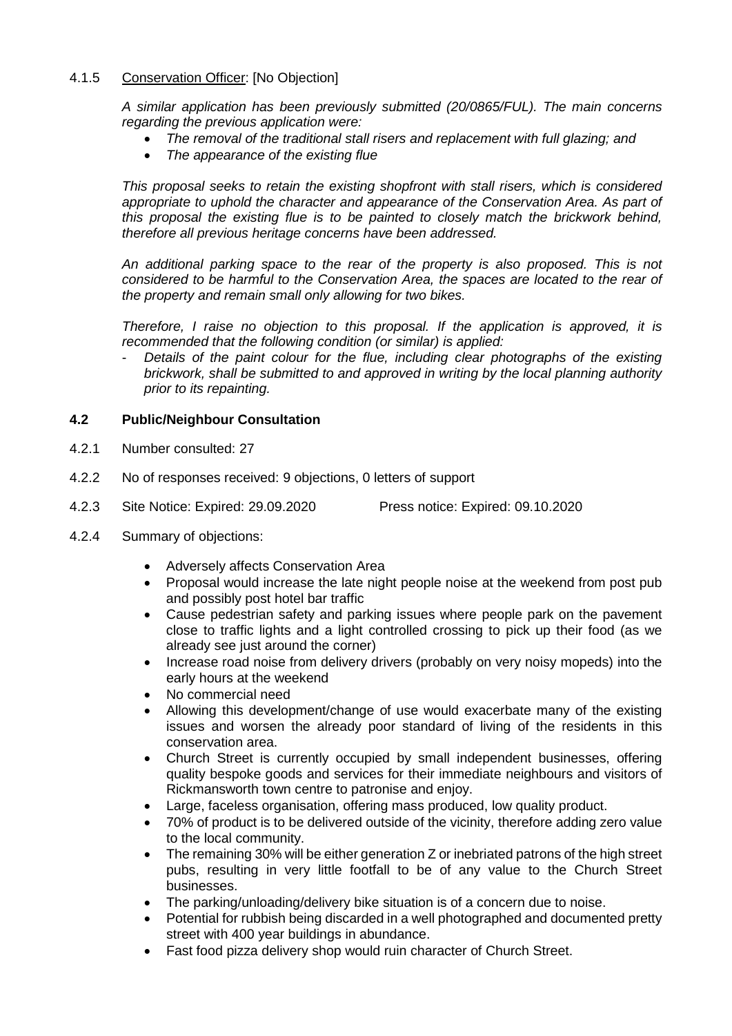4.1.5 <u>Conservation Officer</u>: [No Objection]

*A similar application has been previously submitted (20/0865/FUL). The main concerns regarding the previous application were:*

- *The removal of the traditional stall risers and replacement with full glazing; and*
- *The appearance of the existing flue*

*This proposal seeks to retain the existing shopfront with stall risers, which is considered appropriate to uphold the character and appearance of the Conservation Area. As part of this proposal the existing flue is to be painted to closely match the brickwork behind, therefore all previous heritage concerns have been addressed.*

*An additional parking space to the rear of the property is also proposed. This is not considered to be harmful to the Conservation Area, the spaces are located to the rear of the property and remain small only allowing for two bikes.*

*Therefore, I raise no objection to this proposal. If the application is approved, it is recommended that the following condition (or similar) is applied:*

- *Details of the paint colour for the flue, including clear photographs of the existing brickwork, shall be submitted to and approved in writing by the local planning authority prior to its repainting.*

## 4.2 Public/Neighbour Consultation

4.2.1 Number consulted: 27

4.2.2 No of responses received: 9 objections, 0 letters of support

4.2.3 Site Notice: Expired: 29.09.2020 Press notice: Expired: 09.10.2020

4.2.4 Summary of objections:

- Adversely affects Conservation Area
- Proposal would increase the late night people noise at the weekend from post pub and possibly post hotel bar traffic
- Cause pedestrian safety and parking issues where people park on the pavement close to traffic lights and a light controlled crossing to pick up their food (as we already see just around the corner)
- Increase road noise from delivery drivers (probably on very noisy mopeds) into the early hours at the weekend
- No commercial need
- Allowing this development/change of use would exacerbate many of the existing issues and worsen the already poor standard of living of the residents in this conservation area.
- Church Street is currently occupied by small independent businesses, offering quality bespoke goods and services for their immediate neighbours and visitors of Rickmansworth town centre to patronise and enjoy.
- Large, faceless organisation, offering mass produced, low quality product.
- 70% of product is to be delivered outside of the vicinity, therefore adding zero value to the local community.
- The remaining 30% will be either generation Z or inebriated patrons of the high street pubs, resulting in very little footfall to be of any value to the Church Street businesses.
- The parking/unloading/delivery bike situation is of a concern due to noise.
- Potential for rubbish being discarded in a well photographed and documented pretty street with 400 year buildings in abundance.
- Fast food pizza delivery shop would ruin character of Church Street.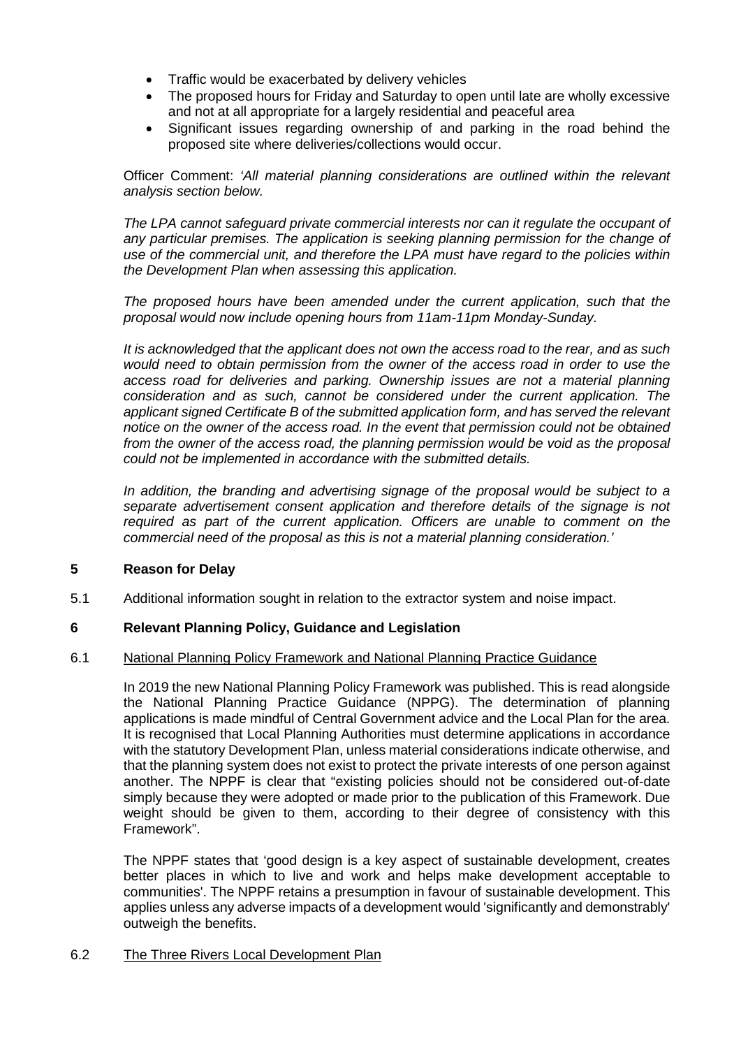- Traffic would be exacerbated by delivery vehicles
- The proposed hours for Friday and Saturday to open until late are wholly excessive and not at all appropriate for a largely residential and peaceful area
- Significant issues regarding ownership of and parking in the road behind the proposed site where deliveries/collections would occur.

Officer Comment: *'All material planning considerations are outlined within the relevant analysis section below.*

*The LPA cannot safeguard private commercial interests nor can it regulate the occupant of any particular premises. The application is seeking planning permission for the change of use of the commercial unit, and therefore the LPA must have regard to the policies within the Development Plan when assessing this application.*

*The proposed hours have been amended under the current application, such that the proposal would now include opening hours from 11am-11pm Monday-Sunday.*

*It is acknowledged that the applicant does not own the access road to the rear, and as such would need to obtain permission from the owner of the access road in order to use the access road for deliveries and parking. Ownership issues are not a material planning consideration and as such, cannot be considered under the current application. The applicant signed Certificate B of the submitted application form, and has served the relevant notice on the owner of the access road. In the event that permission could not be obtained from the owner of the access road, the planning permission would be void as the proposal could not be implemented in accordance with the submitted details.*

*In addition, the branding and advertising signage of the proposal would be subject to a separate advertisement consent application and therefore details of the signage is not required as part of the current application. Officers are unable to comment on the commercial need of the proposal as this is not a material planning consideration.'*

## 5 Reason for Delay

5.1 Additional information sought in relation to the extractor system and noise impact.

## 6 Relevant Planning Policy, Guidance and Legislation

6.1 <u>National Planning Policy Framework and National Planning Practice Guidance</u>

In 2019 the new National Planning Policy Framework was published. This is read alongside the National Planning Practice Guidance (NPPG). The determination of planning applications is made mindful of Central Government advice and the Local Plan for the area. It is recognised that Local Planning Authorities must determine applications in accordance with the statutory Development Plan, unless material considerations indicate otherwise, and that the planning system does not exist to protect the private interests of one person against another. The NPPF is clear that "existing policies should not be considered out-of-date simply because they were adopted or made prior to the publication of this Framework. Due weight should be given to them, according to their degree of consistency with this Framework".

The NPPF states that 'good design is a key aspect of sustainable development, creates better places in which to live and work and helps make development acceptable to communities'. The NPPF retains a presumption in favour of sustainable development. This applies unless any adverse impacts of a development would 'significantly and demonstrably' outweigh the benefits.

6.2 <u>The Three Rivers Local Development Plan</u>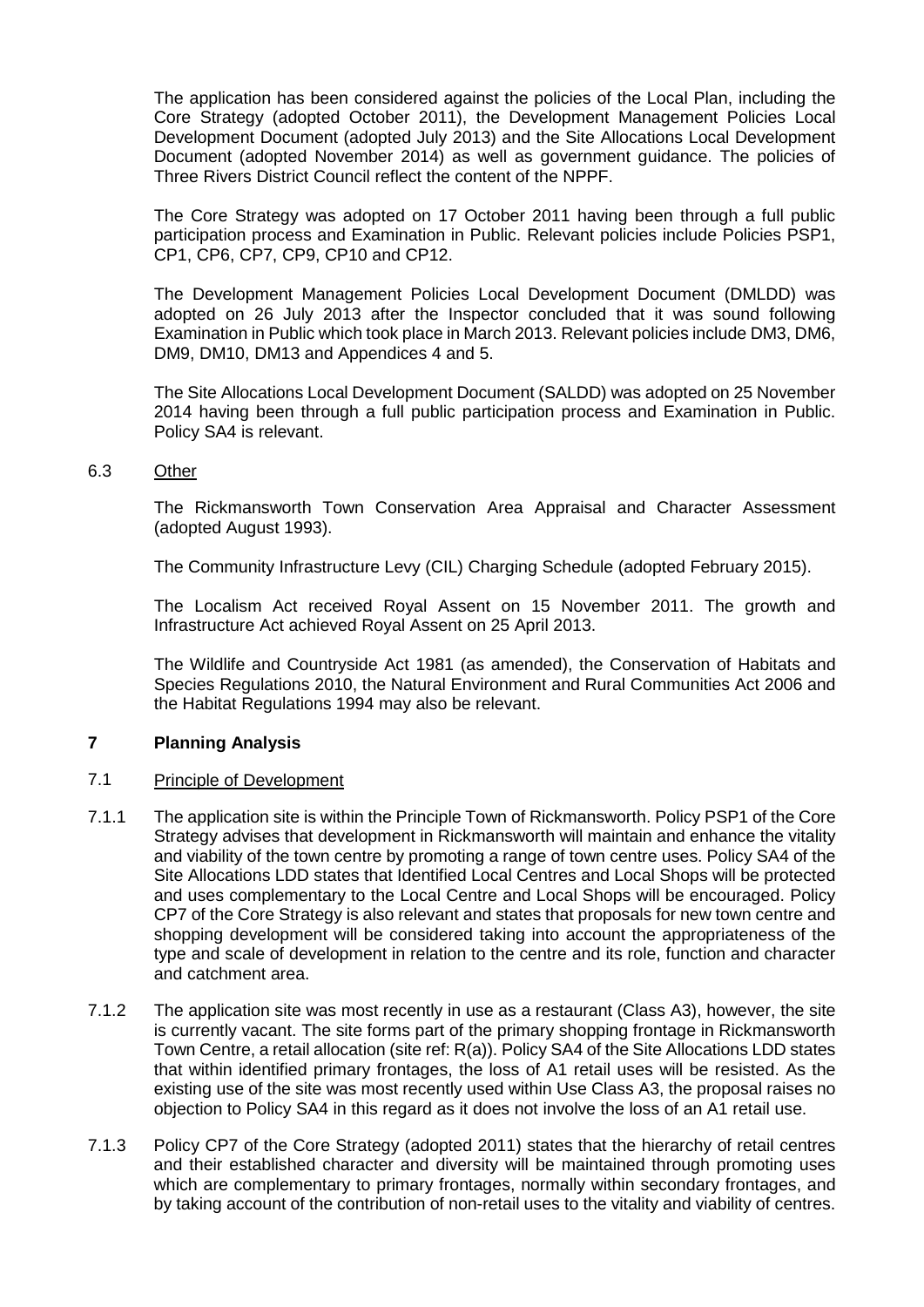The application has been considered against the policies of the Local Plan, including the Core Strategy (adopted October 2011), the Development Management Policies Local Development Document (adopted July 2013) and the Site Allocations Local Development Document (adopted November 2014) as well as government guidance. The policies of Three Rivers District Council reflect the content of the NPPF.

The Core Strategy was adopted on 17 October 2011 having been through a full public participation process and Examination in Public. Relevant policies include Policies PSP1, CP1, CP6, CP7, CP9, CP10 and CP12.

The Development Management Policies Local Development Document (DMLDD) was adopted on 26 July 2013 after the Inspector concluded that it was sound following Examination in Public which took place in March 2013. Relevant policies include DM3, DM6, DM9, DM10, DM13 and Appendices 4 and 5.

The Site Allocations Local Development Document (SALDD) was adopted on 25 November 2014 having been through a full public participation process and Examination in Public. Policy SA4 is relevant.

6.3 Other

The Rickmansworth Town Conservation Area Appraisal and Character Assessment (adopted August 1993).

The Community Infrastructure Levy (CIL) Charging Schedule (adopted February 2015).

The Localism Act received Royal Assent on 15 November 2011. The growth and Infrastructure Act achieved Royal Assent on 25 April 2013.

The Wildlife and Countryside Act 1981 (as amended), the Conservation of Habitats and Species Regulations 2010, the Natural Environment and Rural Communities Act 2006 and the Habitat Regulations 1994 may also be relevant.

## 7 Planning Analysis

7.1 Principle of Development

7.1.1 The application site is within the Principle Town of Rickmansworth. Policy PSP1 of the Core Strategy advises that development in Rickmansworth will maintain and enhance the vitality and viability of the town centre by promoting a range of town centre uses. Policy SA4 of the Site Allocations LDD states that Identified Local Centres and Local Shops will be protected and uses complementary to the Local Centre and Local Shops will be encouraged. Policy CP7 of the Core Strategy is also relevant and states that proposals for new town centre and shopping development will be considered taking into account the appropriateness of the type and scale of development in relation to the centre and its role, function and character and catchment area.

7.1.2 The application site was most recently in use as a restaurant (Class A3), however, the site is currently vacant. The site forms part of the primary shopping frontage in Rickmansworth Town Centre, a retail allocation (site ref: R(a)). Policy SA4 of the Site Allocations LDD states that within identified primary frontages, the loss of A1 retail uses will be resisted. As the existing use of the site was most recently used within Use Class A3, the proposal raises no objection to Policy SA4 in this regard as it does not involve the loss of an A1 retail use.

7.1.3 Policy CP7 of the Core Strategy (adopted 2011) states that the hierarchy of retail centres and their established character and diversity will be maintained through promoting uses which are complementary to primary frontages, normally within secondary frontages, and by taking account of the contribution of non-retail uses to the vitality and viability of centres.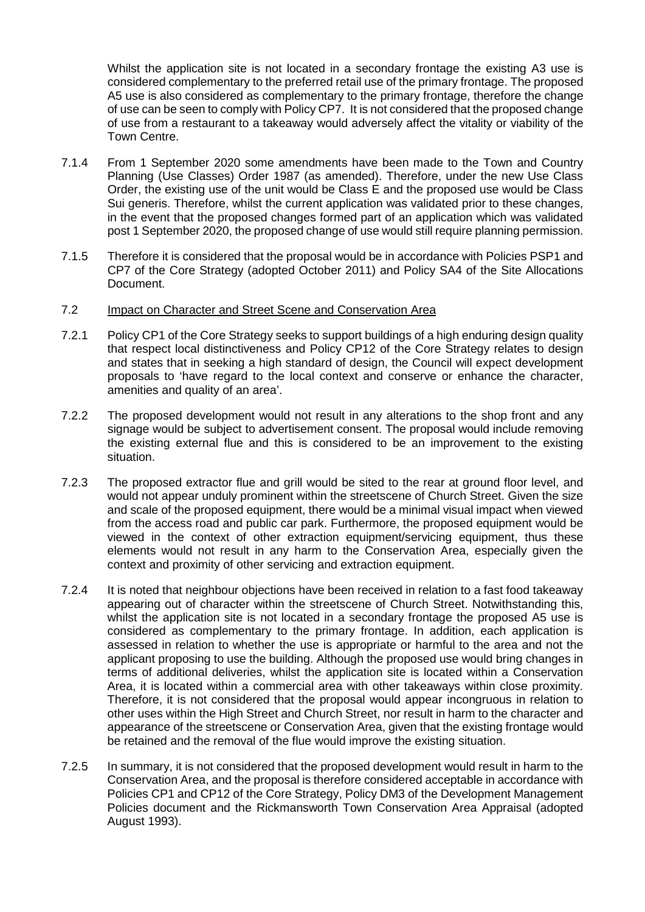Whilst the application site is not located in a secondary frontage the existing A3 use is considered complementary to the preferred retail use of the primary frontage. The proposed A5 use is also considered as complementary to the primary frontage, therefore the change of use can be seen to comply with Policy CP7. It is not considered that the proposed change of use from a restaurant to a takeaway would adversely affect the vitality or viability of the Town Centre.

7.1.4 From 1 September 2020 some amendments have been made to the Town and Country Planning (Use Classes) Order 1987 (as amended). Therefore, under the new Use Class Order, the existing use of the unit would be Class E and the proposed use would be Class Sui generis. Therefore, whilst the current application was validated prior to these changes, in the event that the proposed changes formed part of an application which was validated post 1 September 2020, the proposed change of use would still require planning permission.

7.1.5 Therefore it is considered that the proposal would be in accordance with Policies PSP1 and CP7 of the Core Strategy (adopted October 2011) and Policy SA4 of the Site Allocations Document.

7.2 <u>Impact on Character and Street Scene and Conservation Area</u>

7.2.1 Policy CP1 of the Core Strategy seeks to support buildings of a high enduring design quality that respect local distinctiveness and Policy CP12 of the Core Strategy relates to design and states that in seeking a high standard of design, the Council will expect development proposals to 'have regard to the local context and conserve or enhance the character, amenities and quality of an area'.

7.2.2 The proposed development would not result in any alterations to the shop front and any signage would be subject to advertisement consent. The proposal would include removing the existing external flue and this is considered to be an improvement to the existing situation.

7.2.3 The proposed extractor flue and grill would be sited to the rear at ground floor level, and would not appear unduly prominent within the streetscene of Church Street. Given the size and scale of the proposed equipment, there would be a minimal visual impact when viewed from the access road and public car park. Furthermore, the proposed equipment would be viewed in the context of other extraction equipment/servicing equipment, thus these elements would not result in any harm to the Conservation Area, especially given the context and proximity of other servicing and extraction equipment.

7.2.4 It is noted that neighbour objections have been received in relation to a fast food takeaway appearing out of character within the streetscene of Church Street. Notwithstanding this, whilst the application site is not located in a secondary frontage the proposed A5 use is considered as complementary to the primary frontage. In addition, each application is assessed in relation to whether the use is appropriate or harmful to the area and not the applicant proposing to use the building. Although the proposed use would bring changes in terms of additional deliveries, whilst the application site is located within a Conservation Area, it is located within a commercial area with other takeaways within close proximity. Therefore, it is not considered that the proposal would appear incongruous in relation to other uses within the High Street and Church Street, nor result in harm to the character and appearance of the streetscene or Conservation Area, given that the existing frontage would be retained and the removal of the flue would improve the existing situation.

7.2.5 In summary, it is not considered that the proposed development would result in harm to the Conservation Area, and the proposal is therefore considered acceptable in accordance with Policies CP1 and CP12 of the Core Strategy, Policy DM3 of the Development Management Policies document and the Rickmansworth Town Conservation Area Appraisal (adopted August 1993).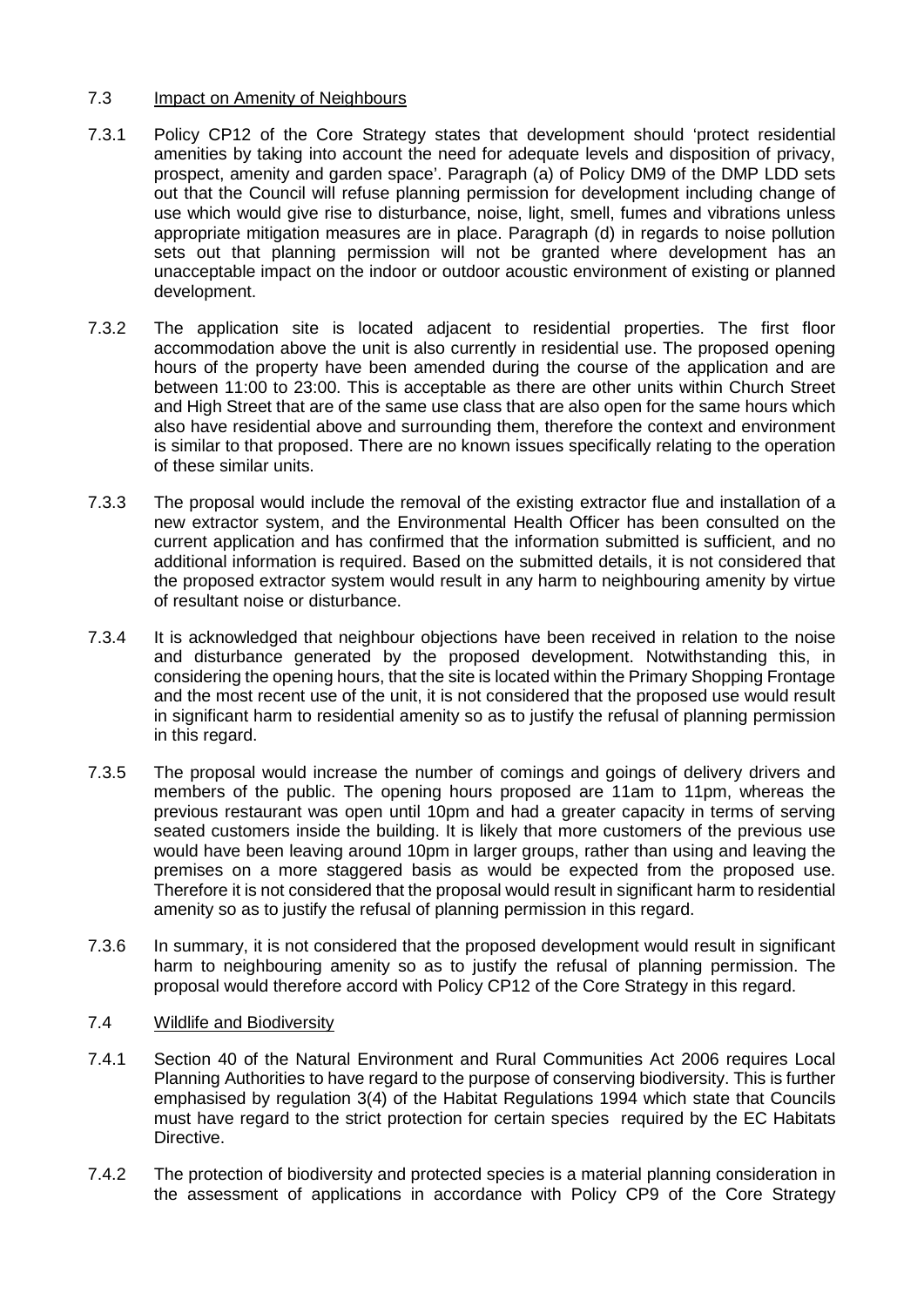## 7.3 Impact on Amenity of Neighbours

7.3.1 Policy CP12 of the Core Strategy states that development should 'protect residential amenities by taking into account the need for adequate levels and disposition of privacy, prospect, amenity and garden space'. Paragraph (a) of Policy DM9 of the DMP LDD sets out that the Council will refuse planning permission for development including change of use which would give rise to disturbance, noise, light, smell, fumes and vibrations unless appropriate mitigation measures are in place. Paragraph (d) in regards to noise pollution sets out that planning permission will not be granted where development has an unacceptable impact on the indoor or outdoor acoustic environment of existing or planned development.

7.3.2 The application site is located adjacent to residential properties. The first floor accommodation above the unit is also currently in residential use. The proposed opening hours of the property have been amended during the course of the application and are between 11:00 to 23:00. This is acceptable as there are other units within Church Street and High Street that are of the same use class that are also open for the same hours which also have residential above and surrounding them, therefore the context and environment is similar to that proposed. There are no known issues specifically relating to the operation of these similar units.

7.3.3 The proposal would include the removal of the existing extractor flue and installation of a new extractor system, and the Environmental Health Officer has been consulted on the current application and has confirmed that the information submitted is sufficient, and no additional information is required. Based on the submitted details, it is not considered that the proposed extractor system would result in any harm to neighbouring amenity by virtue of resultant noise or disturbance.

7.3.4 It is acknowledged that neighbour objections have been received in relation to the noise and disturbance generated by the proposed development. Notwithstanding this, in considering the opening hours, that the site is located within the Primary Shopping Frontage and the most recent use of the unit, it is not considered that the proposed use would result in significant harm to residential amenity so as to justify the refusal of planning permission in this regard.

7.3.5 The proposal would increase the number of comings and goings of delivery drivers and members of the public. The opening hours proposed are 11am to 11pm, whereas the previous restaurant was open until 10pm and had a greater capacity in terms of serving seated customers inside the building. It is likely that more customers of the previous use would have been leaving around 10pm in larger groups, rather than using and leaving the premises on a more staggered basis as would be expected from the proposed use. Therefore it is not considered that the proposal would result in significant harm to residential amenity so as to justify the refusal of planning permission in this regard.

7.3.6 In summary, it is not considered that the proposed development would result in significant harm to neighbouring amenity so as to justify the refusal of planning permission. The proposal would therefore accord with Policy CP12 of the Core Strategy in this regard.

## 7.4 Wildlife and Biodiversity

7.4.1 Section 40 of the Natural Environment and Rural Communities Act 2006 requires Local Planning Authorities to have regard to the purpose of conserving biodiversity. This is further emphasised by regulation 3(4) of the Habitat Regulations 1994 which state that Councils must have regard to the strict protection for certain species required by the EC Habitats Directive.

7.4.2 The protection of biodiversity and protected species is a material planning consideration in the assessment of applications in accordance with Policy CP9 of the Core Strategy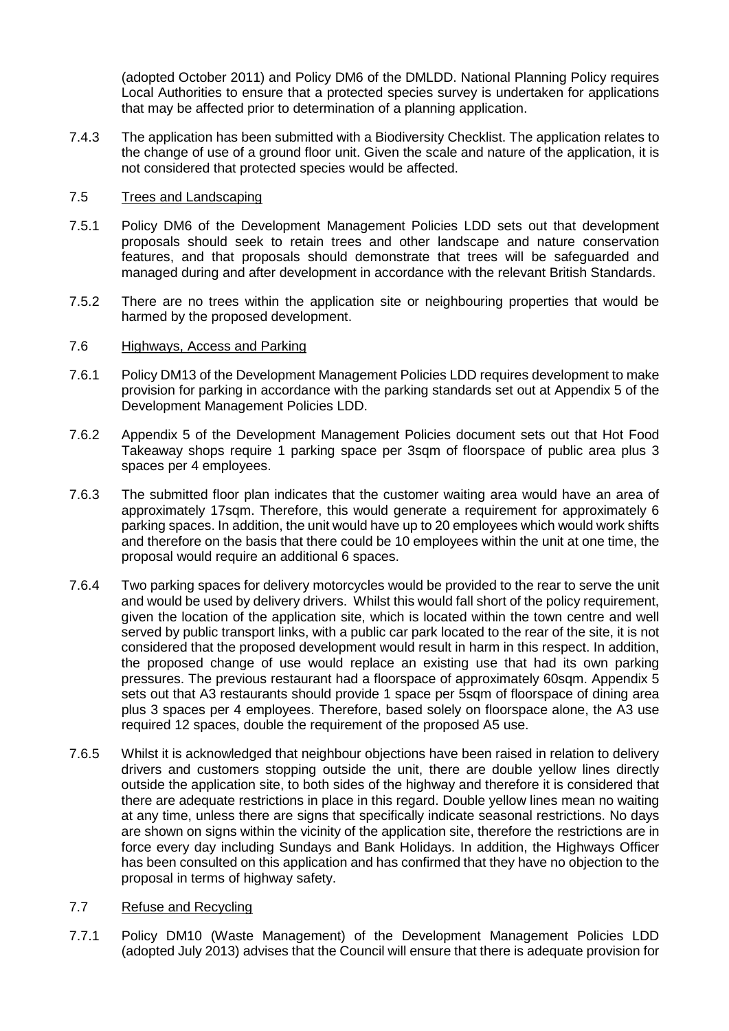(adopted October 2011) and Policy DM6 of the DMLDD. National Planning Policy requires Local Authorities to ensure that a protected species survey is undertaken for applications that may be affected prior to determination of a planning application.

7.4.3 The application has been submitted with a Biodiversity Checklist. The application relates to the change of use of a ground floor unit. Given the scale and nature of the application, it is not considered that protected species would be affected.

7.5 Trees and Landscaping

7.5.1 Policy DM6 of the Development Management Policies LDD sets out that development proposals should seek to retain trees and other landscape and nature conservation features, and that proposals should demonstrate that trees will be safeguarded and managed during and after development in accordance with the relevant British Standards.

7.5.2 There are no trees within the application site or neighbouring properties that would be harmed by the proposed development.

7.6 Highways, Access and Parking

7.6.1 Policy DM13 of the Development Management Policies LDD requires development to make provision for parking in accordance with the parking standards set out at Appendix 5 of the Development Management Policies LDD.

7.6.2 Appendix 5 of the Development Management Policies document sets out that Hot Food Takeaway shops require 1 parking space per 3sqm of floorspace of public area plus 3 spaces per 4 employees.

7.6.3 The submitted floor plan indicates that the customer waiting area would have an area of approximately 17sqm. Therefore, this would generate a requirement for approximately 6 parking spaces. In addition, the unit would have up to 20 employees which would work shifts and therefore on the basis that there could be 10 employees within the unit at one time, the proposal would require an additional 6 spaces.

7.6.4 Two parking spaces for delivery motorcycles would be provided to the rear to serve the unit and would be used by delivery drivers. Whilst this would fall short of the policy requirement, given the location of the application site, which is located within the town centre and well served by public transport links, with a public car park located to the rear of the site, it is not considered that the proposed development would result in harm in this respect. In addition, the proposed change of use would replace an existing use that had its own parking pressures. The previous restaurant had a floorspace of approximately 60sqm. Appendix 5 sets out that A3 restaurants should provide 1 space per 5sqm of floorspace of dining area plus 3 spaces per 4 employees. Therefore, based solely on floorspace alone, the A3 use required 12 spaces, double the requirement of the proposed A5 use.

7.6.5 Whilst it is acknowledged that neighbour objections have been raised in relation to delivery drivers and customers stopping outside the unit, there are double yellow lines directly outside the application site, to both sides of the highway and therefore it is considered that there are adequate restrictions in place in this regard. Double yellow lines mean no waiting at any time, unless there are signs that specifically indicate seasonal restrictions. No days are shown on signs within the vicinity of the application site, therefore the restrictions are in force every day including Sundays and Bank Holidays. In addition, the Highways Officer has been consulted on this application and has confirmed that they have no objection to the proposal in terms of highway safety.

7.7 Refuse and Recycling

7.7.1 Policy DM10 (Waste Management) of the Development Management Policies LDD (adopted July 2013) advises that the Council will ensure that there is adequate provision for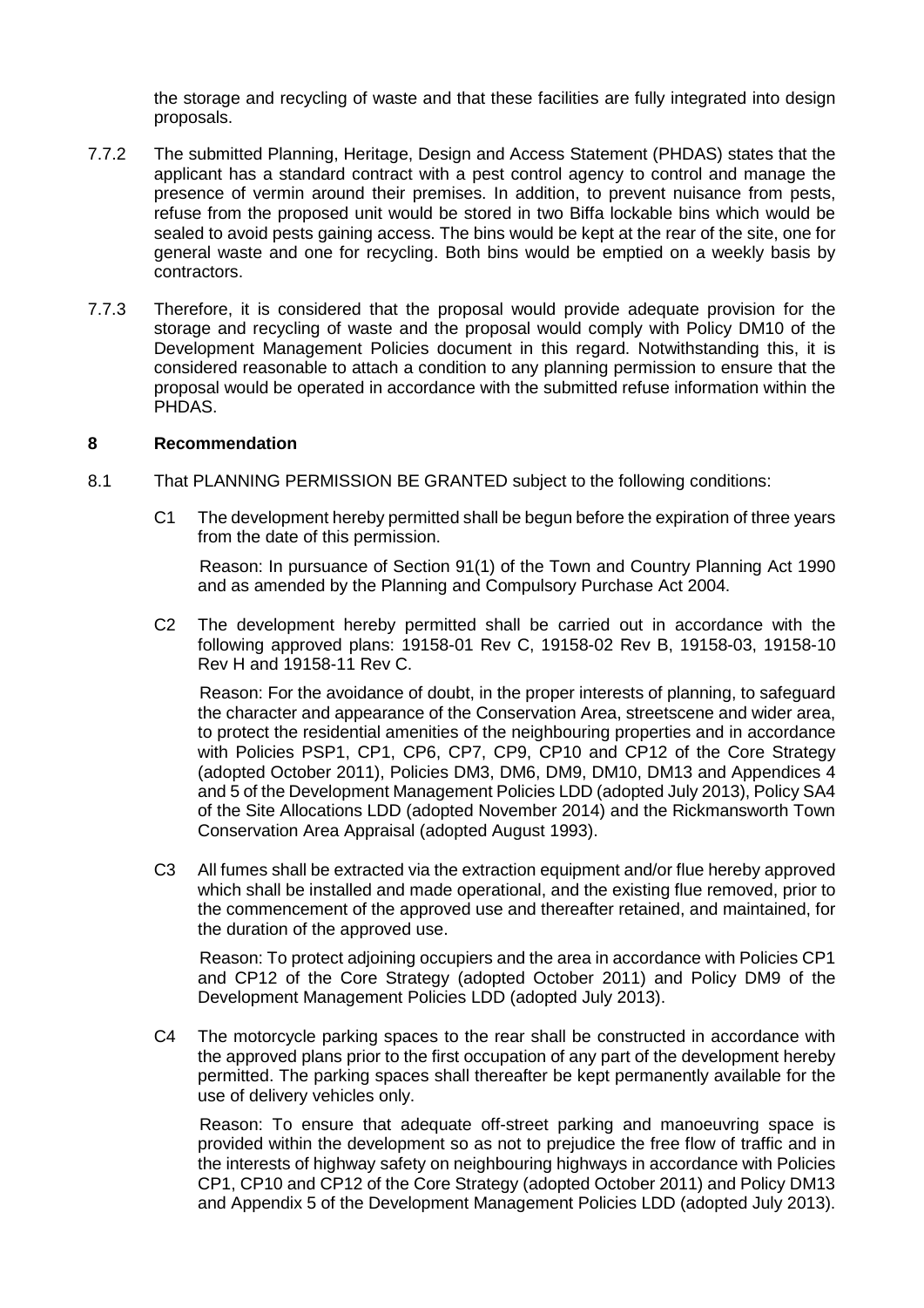the storage and recycling of waste and that these facilities are fully integrated into design proposals.

7.7.2 The submitted Planning, Heritage, Design and Access Statement (PHDAS) states that the applicant has a standard contract with a pest control agency to control and manage the presence of vermin around their premises. In addition, to prevent nuisance from pests, refuse from the proposed unit would be stored in two Biffa lockable bins which would be sealed to avoid pests gaining access. The bins would be kept at the rear of the site, one for general waste and one for recycling. Both bins would be emptied on a weekly basis by contractors.

7.7.3 Therefore, it is considered that the proposal would provide adequate provision for the storage and recycling of waste and the proposal would comply with Policy DM10 of the Development Management Policies document in this regard. Notwithstanding this, it is considered reasonable to attach a condition to any planning permission to ensure that the proposal would be operated in accordance with the submitted refuse information within the PHDAS.

## 8 Recommendation

8.1 That PLANNING PERMISSION BE GRANTED subject to the following conditions:

C1 The development hereby permitted shall be begun before the expiration of three years from the date of this permission.

Reason: In pursuance of Section 91(1) of the Town and Country Planning Act 1990 and as amended by the Planning and Compulsory Purchase Act 2004.

C2 The development hereby permitted shall be carried out in accordance with the following approved plans: 19158-01 Rev C, 19158-02 Rev B, 19158-03, 19158-10 Rev H and 19158-11 Rev C.

Reason: For the avoidance of doubt, in the proper interests of planning, to safeguard the character and appearance of the Conservation Area, streetscene and wider area, to protect the residential amenities of the neighbouring properties and in accordance with Policies PSP1, CP1, CP6, CP7, CP9, CP10 and CP12 of the Core Strategy (adopted October 2011), Policies DM3, DM6, DM9, DM10, DM13 and Appendices 4 and 5 of the Development Management Policies LDD (adopted July 2013), Policy SA4 of the Site Allocations LDD (adopted November 2014) and the Rickmansworth Town Conservation Area Appraisal (adopted August 1993).

C3 All fumes shall be extracted via the extraction equipment and/or flue hereby approved which shall be installed and made operational, and the existing flue removed, prior to the commencement of the approved use and thereafter retained, and maintained, for the duration of the approved use.

Reason: To protect adjoining occupiers and the area in accordance with Policies CP1 and CP12 of the Core Strategy (adopted October 2011) and Policy DM9 of the Development Management Policies LDD (adopted July 2013).

C4 The motorcycle parking spaces to the rear shall be constructed in accordance with the approved plans prior to the first occupation of any part of the development hereby permitted. The parking spaces shall thereafter be kept permanently available for the use of delivery vehicles only.

Reason: To ensure that adequate off-street parking and manoeuvring space is provided within the development so as not to prejudice the free flow of traffic and in the interests of highway safety on neighbouring highways in accordance with Policies CP1, CP10 and CP12 of the Core Strategy (adopted October 2011) and Policy DM13 and Appendix 5 of the Development Management Policies LDD (adopted July 2013).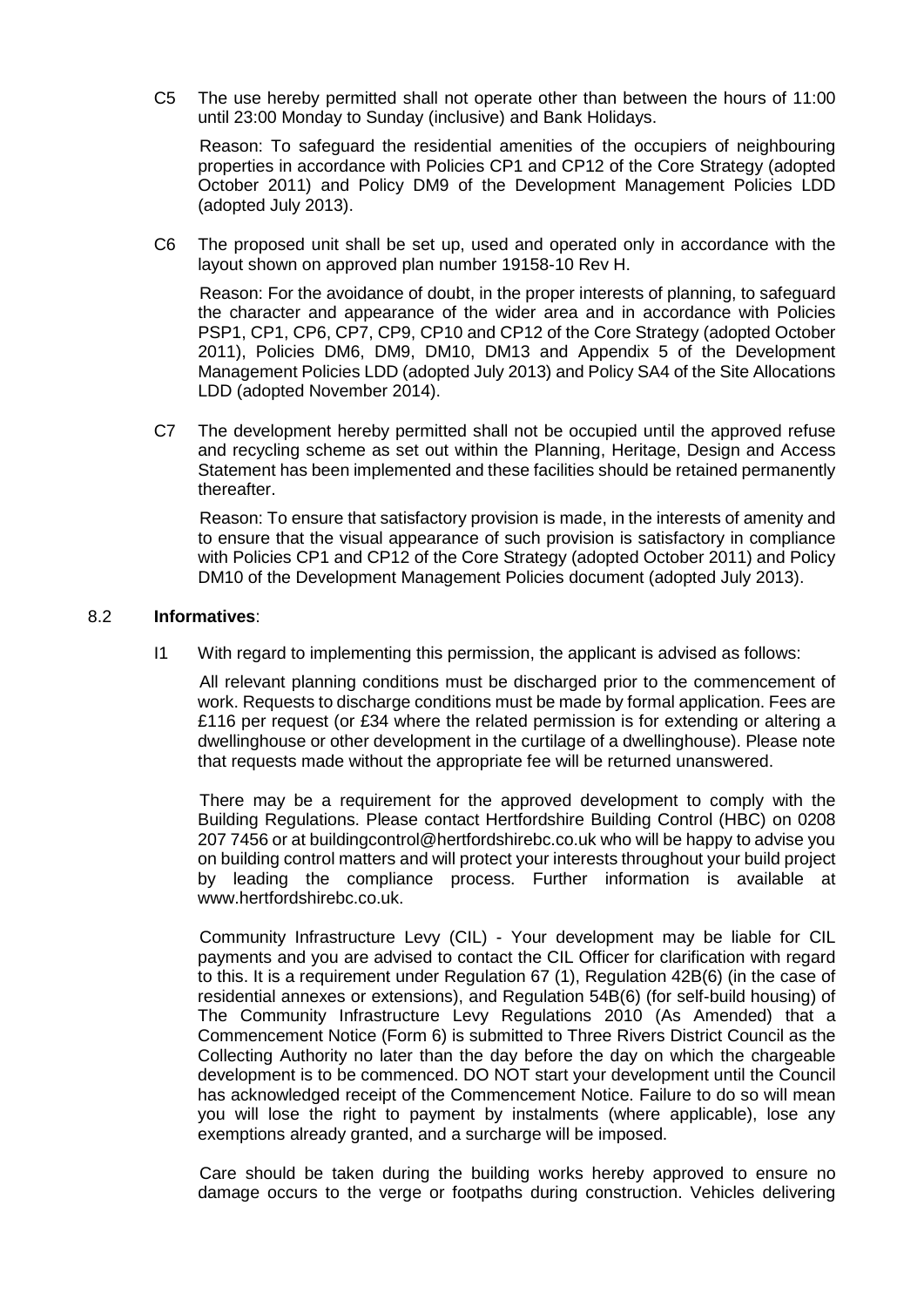C5 The use hereby permitted shall not operate other than between the hours of 11:00 until 23:00 Monday to Sunday (inclusive) and Bank Holidays.

Reason: To safeguard the residential amenities of the occupiers of neighbouring properties in accordance with Policies CP1 and CP12 of the Core Strategy (adopted October 2011) and Policy DM9 of the Development Management Policies LDD (adopted July 2013).

C6 The proposed unit shall be set up, used and operated only in accordance with the layout shown on approved plan number 19158-10 Rev H.

Reason: For the avoidance of doubt, in the proper interests of planning, to safeguard the character and appearance of the wider area and in accordance with Policies PSP1, CP1, CP6, CP7, CP9, CP10 and CP12 of the Core Strategy (adopted October 2011), Policies DM6, DM9, DM10, DM13 and Appendix 5 of the Development Management Policies LDD (adopted July 2013) and Policy SA4 of the Site Allocations LDD (adopted November 2014).

C7 The development hereby permitted shall not be occupied until the approved refuse and recycling scheme as set out within the Planning, Heritage, Design and Access Statement has been implemented and these facilities should be retained permanently thereafter.

Reason: To ensure that satisfactory provision is made, in the interests of amenity and to ensure that the visual appearance of such provision is satisfactory in compliance with Policies CP1 and CP12 of the Core Strategy (adopted October 2011) and Policy DM10 of the Development Management Policies document (adopted July 2013).

8.2 **Informatives**:

I1 With regard to implementing this permission, the applicant is advised as follows:

All relevant planning conditions must be discharged prior to the commencement of work. Requests to discharge conditions must be made by formal application. Fees are £116 per request (or £34 where the related permission is for extending or altering a dwellinghouse or other development in the curtilage of a dwellinghouse). Please note that requests made without the appropriate fee will be returned unanswered.

There may be a requirement for the approved development to comply with the Building Regulations. Please contact Hertfordshire Building Control (HBC) on 0208 207 7456 or at buildingcontrol@hertfordshirebc.co.uk who will be happy to advise you on building control matters and will protect your interests throughout your build project by leading the compliance process. Further information is available at www.hertfordshirebc.co.uk.

Community Infrastructure Levy (CIL) - Your development may be liable for CIL payments and you are advised to contact the CIL Officer for clarification with regard to this. It is a requirement under Regulation 67 (1), Regulation 42B(6) (in the case of residential annexes or extensions), and Regulation 54B(6) (for self-build housing) of The Community Infrastructure Levy Regulations 2010 (As Amended) that a Commencement Notice (Form 6) is submitted to Three Rivers District Council as the Collecting Authority no later than the day before the day on which the chargeable development is to be commenced. DO NOT start your development until the Council has acknowledged receipt of the Commencement Notice. Failure to do so will mean you will lose the right to payment by instalments (where applicable), lose any exemptions already granted, and a surcharge will be imposed.

Care should be taken during the building works hereby approved to ensure no damage occurs to the verge or footpaths during construction. Vehicles delivering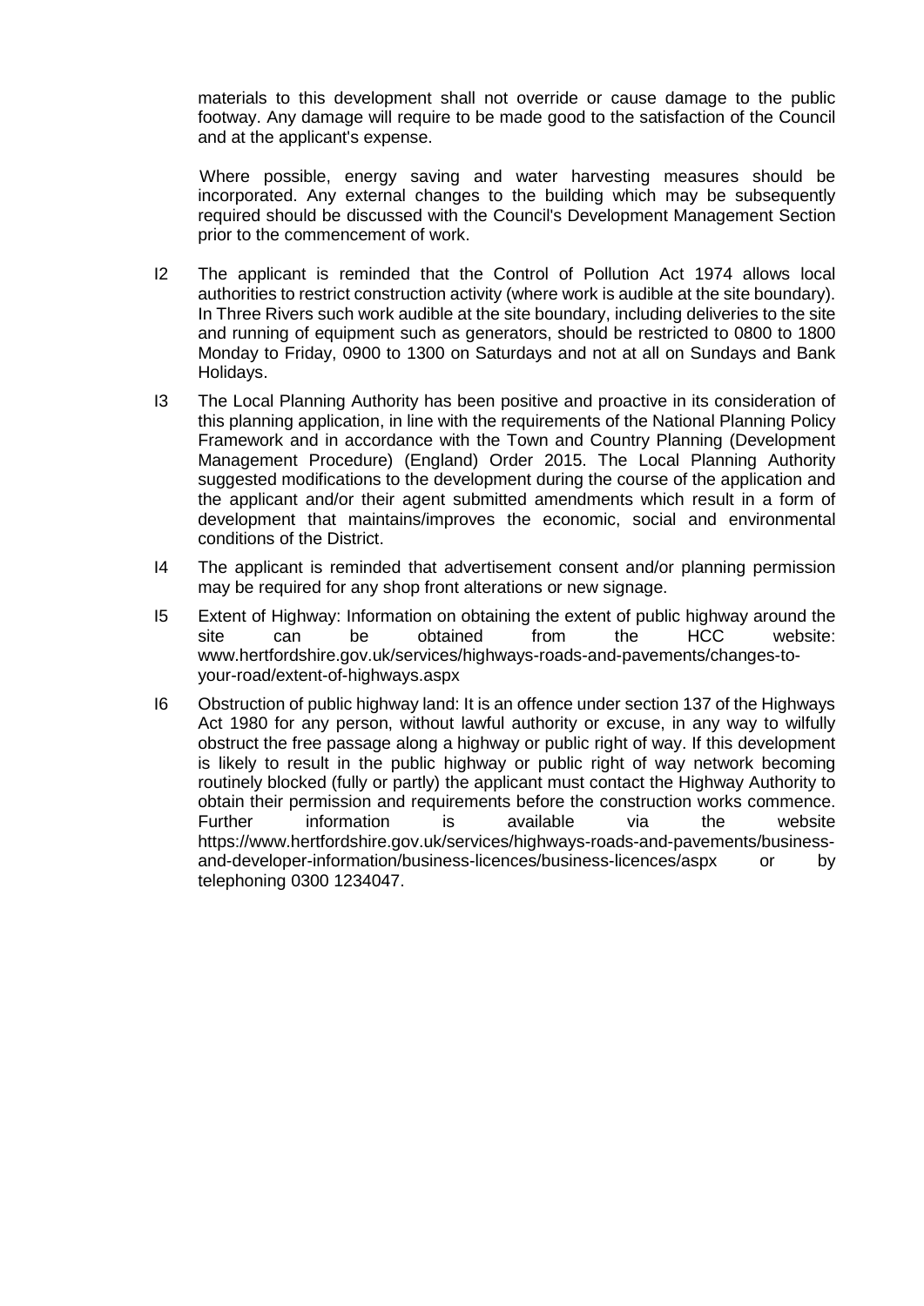materials to this development shall not override or cause damage to the public footway. Any damage will require to be made good to the satisfaction of the Council and at the applicant's expense.

Where possible, energy saving and water harvesting measures should be incorporated. Any external changes to the building which may be subsequently required should be discussed with the Council's Development Management Section prior to the commencement of work.

I2 The applicant is reminded that the Control of Pollution Act 1974 allows local authorities to restrict construction activity (where work is audible at the site boundary). In Three Rivers such work audible at the site boundary, including deliveries to the site and running of equipment such as generators, should be restricted to 0800 to 1800 Monday to Friday, 0900 to 1300 on Saturdays and not at all on Sundays and Bank Holidays.

I3 The Local Planning Authority has been positive and proactive in its consideration of this planning application, in line with the requirements of the National Planning Policy Framework and in accordance with the Town and Country Planning (Development Management Procedure) (England) Order 2015. The Local Planning Authority suggested modifications to the development during the course of the application and the applicant and/or their agent submitted amendments which result in a form of development that maintains/improves the economic, social and environmental conditions of the District.

I4 The applicant is reminded that advertisement consent and/or planning permission may be required for any shop front alterations or new signage.

I5 Extent of Highway: Information on obtaining the extent of public highway around the site can be obtained from the HCC website: www.hertfordshire.gov.uk/services/highways-roads-and-pavements/changes-to-your-road/extent-of-highways.aspx

I6 Obstruction of public highway land: It is an offence under section 137 of the Highways Act 1980 for any person, without lawful authority or excuse, in any way to wilfully obstruct the free passage along a highway or public right of way. If this development is likely to result in the public highway or public right of way network becoming routinely blocked (fully or partly) the applicant must contact the Highway Authority to obtain their permission and requirements before the construction works commence. Further information is available via the website https://www.hertfordshire.gov.uk/services/highways-roads-and-pavements/business-and-developer-information/business-licences/business-licences/aspx or by telephoning 0300 1234047.